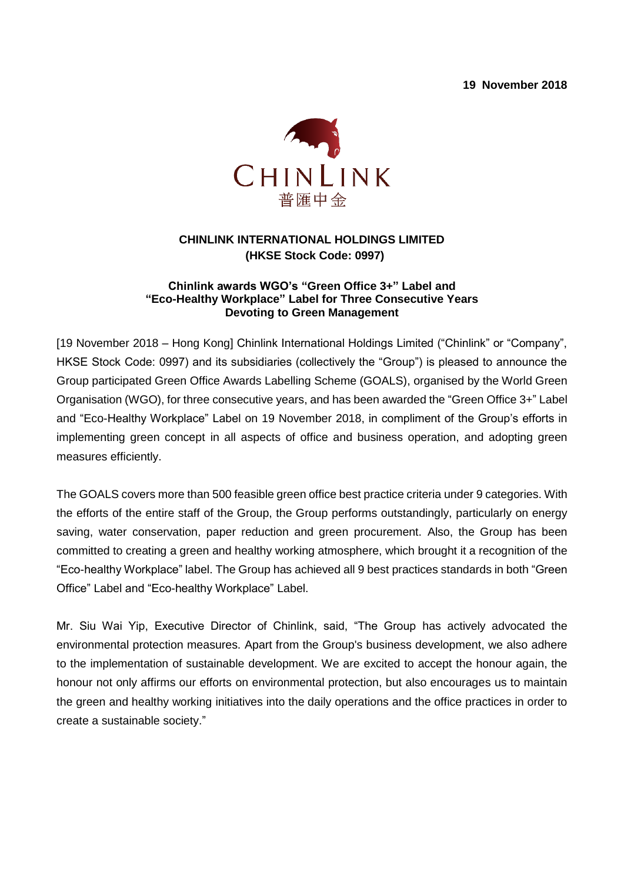**19 November 2018**

CHINLINK
普匯中金

**CHINLINK INTERNATIONAL HOLDINGS LIMITED**
**(HKSE Stock Code: 0997)**

**Chinlink awards WGO's "Green Office 3+" Label and "Eco-Healthy Workplace" Label for Three Consecutive Years Devoting to Green Management**

[19 November 2018 – Hong Kong] Chinlink International Holdings Limited ("Chinlink" or "Company", HKSE Stock Code: 0997) and its subsidiaries (collectively the "Group") is pleased to announce the Group participated Green Office Awards Labelling Scheme (GOALS), organised by the World Green Organisation (WGO), for three consecutive years, and has been awarded the "Green Office 3+" Label and "Eco-Healthy Workplace" Label on 19 November 2018, in compliment of the Group's efforts in implementing green concept in all aspects of office and business operation, and adopting green measures efficiently.

The GOALS covers more than 500 feasible green office best practice criteria under 9 categories. With the efforts of the entire staff of the Group, the Group performs outstandingly, particularly on energy saving, water conservation, paper reduction and green procurement. Also, the Group has been committed to creating a green and healthy working atmosphere, which brought it a recognition of the "Eco-healthy Workplace" label. The Group has achieved all 9 best practices standards in both "Green Office" Label and "Eco-healthy Workplace" Label.

Mr. Siu Wai Yip, Executive Director of Chinlink, said, "The Group has actively advocated the environmental protection measures. Apart from the Group's business development, we also adhere to the implementation of sustainable development. We are excited to accept the honour again, the honour not only affirms our efforts on environmental protection, but also encourages us to maintain the green and healthy working initiatives into the daily operations and the office practices in order to create a sustainable society."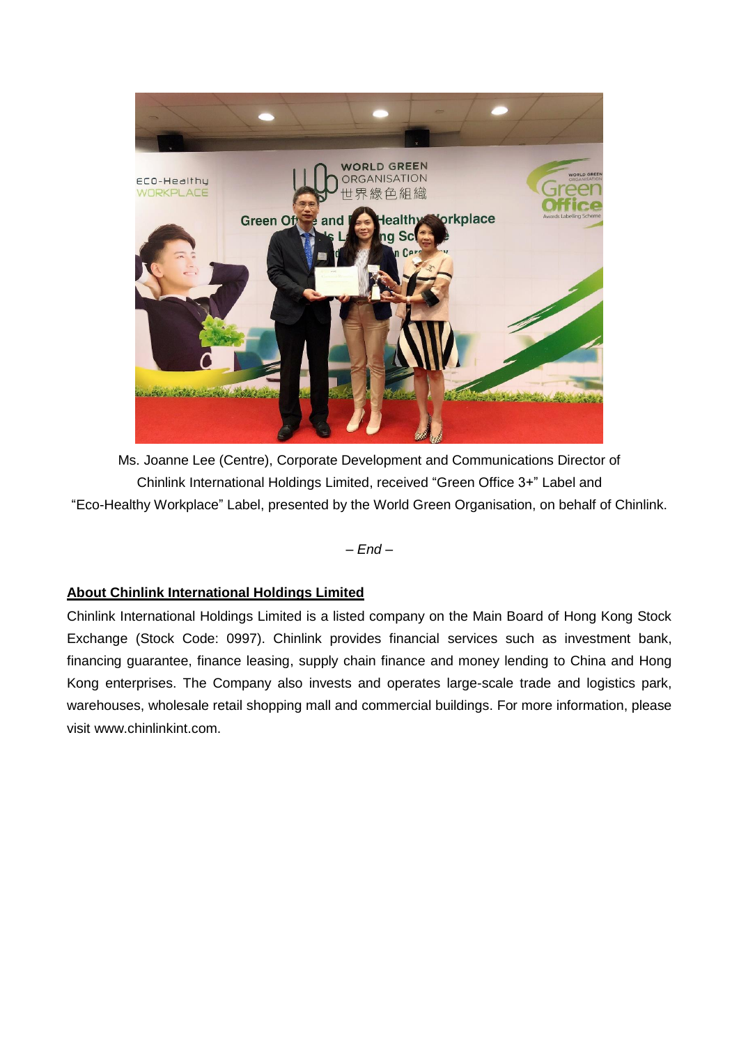Ms. Joanne Lee (Centre), Corporate Development and Communications Director of Chinlink International Holdings Limited, received "Green Office 3+" Label and "Eco-Healthy Workplace" Label, presented by the World Green Organisation, on behalf of Chinlink.

*– End –*

**<u>About Chinlink International Holdings Limited</u>**

Chinlink International Holdings Limited is a listed company on the Main Board of Hong Kong Stock Exchange (Stock Code: 0997). Chinlink provides financial services such as investment bank, financing guarantee, finance leasing, supply chain finance and money lending to China and Hong Kong enterprises. The Company also invests and operates large-scale trade and logistics park, warehouses, wholesale retail shopping mall and commercial buildings. For more information, please visit www.chinlinkint.com.